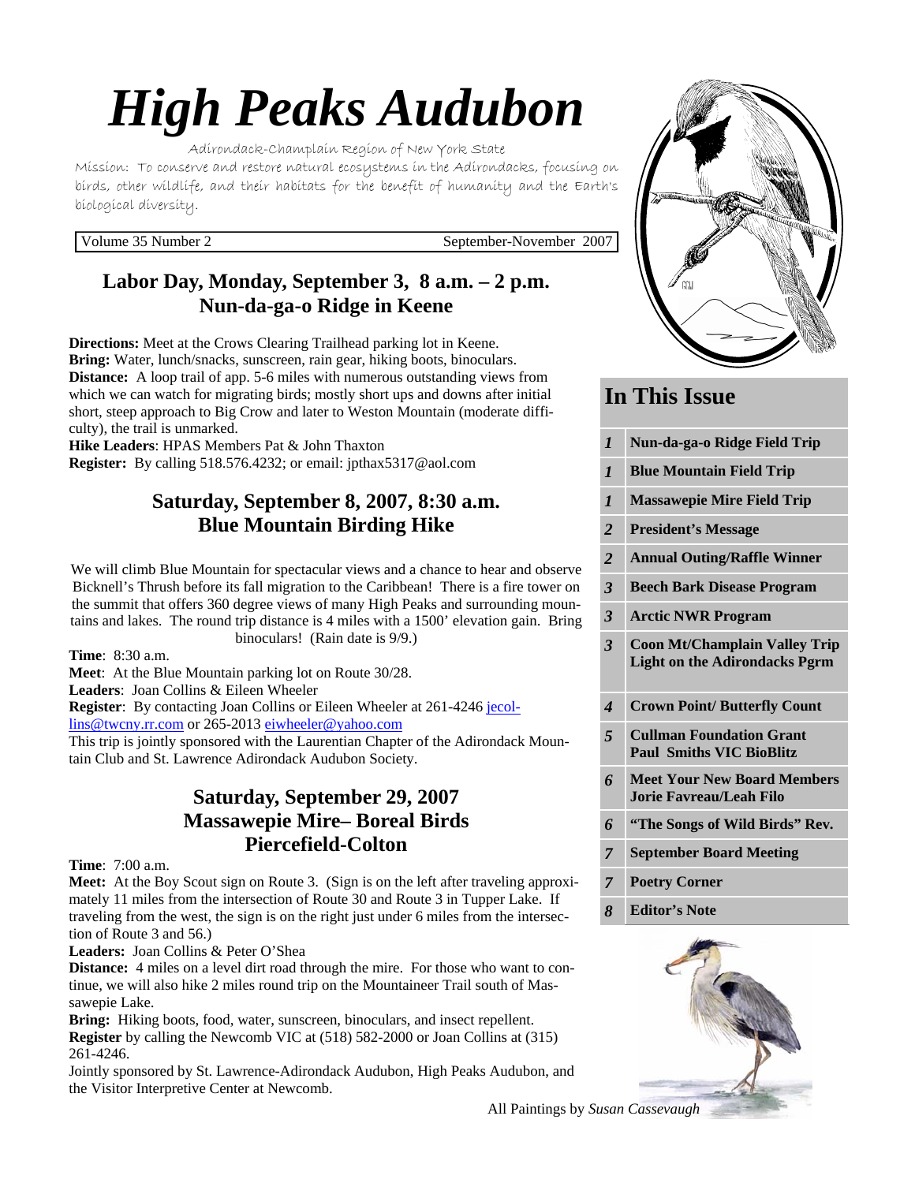# High Peaks Audubon

Adirondack-Champlain Region of New York State

Mission: To conserve and restore natural ecosystems in the Adirondacks, focusing on birds, other wildlife, and their habitats for the benefit of humanity and the Earth's biological diversity.

Volume 35 Number 2 — September-November 2007

## Labor Day, Monday, September 3, 8 a.m. – 2 p.m.
## Nun-da-ga-o Ridge in Keene

**Directions:** Meet at the Crows Clearing Trailhead parking lot in Keene.
**Bring:** Water, lunch/snacks, sunscreen, rain gear, hiking boots, binoculars.
**Distance:** A loop trail of app. 5-6 miles with numerous outstanding views from which we can watch for migrating birds; mostly short ups and downs after initial short, steep approach to Big Crow and later to Weston Mountain (moderate difficulty), the trail is unmarked.
**Hike Leaders**: HPAS Members Pat & John Thaxton
**Register:** By calling 518.576.4232; or email: jpthax5317@aol.com

## Saturday, September 8, 2007, 8:30 a.m.
## Blue Mountain Birding Hike

We will climb Blue Mountain for spectacular views and a chance to hear and observe Bicknell's Thrush before its fall migration to the Caribbean! There is a fire tower on the summit that offers 360 degree views of many High Peaks and surrounding mountains and lakes. The round trip distance is 4 miles with a 1500' elevation gain. Bring binoculars! (Rain date is 9/9.)

**Time**: 8:30 a.m.
**Meet**: At the Blue Mountain parking lot on Route 30/28.
**Leaders**: Joan Collins & Eileen Wheeler
**Register**: By contacting Joan Collins or Eileen Wheeler at 261-4246 jecollins@twcny.rr.com or 265-2013 eiwheeler@yahoo.com
This trip is jointly sponsored with the Laurentian Chapter of the Adirondack Mountain Club and St. Lawrence Adirondack Audubon Society.

## Saturday, September 29, 2007
## Massawepie Mire– Boreal Birds
## Piercefield-Colton

**Time**: 7:00 a.m.
**Meet:** At the Boy Scout sign on Route 3. (Sign is on the left after traveling approximately 11 miles from the intersection of Route 30 and Route 3 in Tupper Lake. If traveling from the west, the sign is on the right just under 6 miles from the intersection of Route 3 and 56.)
**Leaders:** Joan Collins & Peter O'Shea
**Distance:** 4 miles on a level dirt road through the mire. For those who want to continue, we will also hike 2 miles round trip on the Mountaineer Trail south of Massawepie Lake.
**Bring:** Hiking boots, food, water, sunscreen, binoculars, and insect repellent.
**Register** by calling the Newcomb VIC at (518) 582-2000 or Joan Collins at (315) 261-4246.
Jointly sponsored by St. Lawrence-Adirondack Audubon, High Peaks Audubon, and the Visitor Interpretive Center at Newcomb.

## In This Issue

| Page | Article |
|---|---|
| 1 | Nun-da-ga-o Ridge Field Trip |
| 1 | Blue Mountain Field Trip |
| 1 | Massawepie Mire Field Trip |
| 2 | President's Message |
| 2 | Annual Outing/Raffle Winner |
| 3 | Beech Bark Disease Program |
| 3 | Arctic NWR Program |
| 3 | Coon Mt/Champlain Valley Trip; Light on the Adirondacks Pgrm |
| 4 | Crown Point/ Butterfly Count |
| 5 | Cullman Foundation Grant; Paul Smiths VIC BioBlitz |
| 6 | Meet Your New Board Members Jorie Favreau/Leah Filo |
| 6 | "The Songs of Wild Birds" Rev. |
| 7 | September Board Meeting |
| 7 | Poetry Corner |
| 8 | Editor's Note |

All Paintings by *Susan Cassevaugh*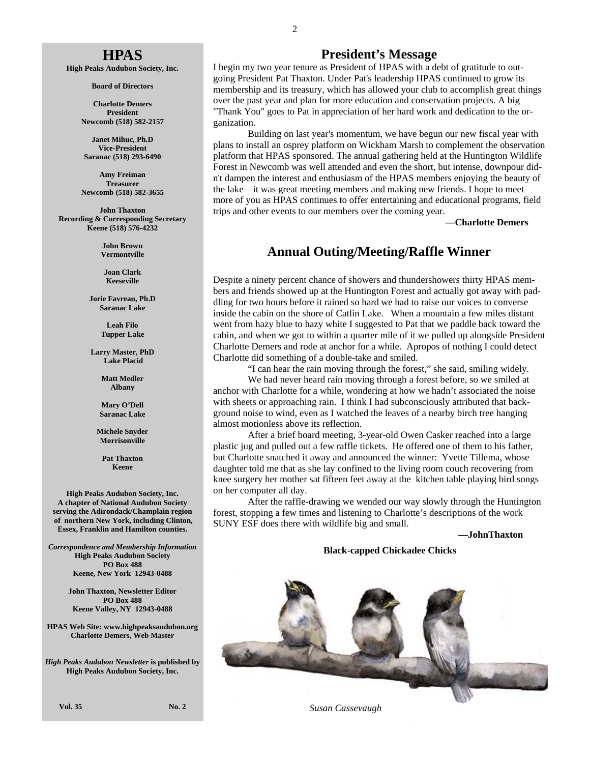# HPAS

**High Peaks Audubon Society, Inc.**

**Board of Directors**

**Charlotte Demers**
**President**
**Newcomb (518) 582-2157**

**Janet Mihuc, Ph.D**
**Vice-President**
**Saranac (518) 293-6490**

**Amy Freiman**
**Treasurer**
**Newcomb (518) 582-3655**

**John Thaxton**
**Recording & Corresponding Secretary**
**Keene (518) 576-4232**

**John Brown**
**Vermontville**

**Joan Clark**
**Keeseville**

**Jorie Favreau, Ph.D**
**Saranac Lake**

**Leah Filo**
**Tupper Lake**

**Larry Master, PhD**
**Lake Placid**

**Matt Medler**
**Albany**

**Mary O'Dell**
**Saranac Lake**

**Michele Snyder**
**Morrisonville**

**Pat Thaxton**
**Keene**

**High Peaks Audubon Society, Inc. A chapter of National Audubon Society serving the Adirondack/Champlain region of northern New York, including Clinton, Essex, Franklin and Hamilton counties.**

***Correspondence and Membership Information***
**High Peaks Audubon Society**
**PO Box 488**
**Keene, New York 12943-0488**

**John Thaxton, Newsletter Editor**
**PO Box 488**
**Keene Valley, NY 12943-0488**

**HPAS Web Site: www.highpeaksaudubon.org**
**Charlotte Demers, Web Master**

***High Peaks Audubon Newsletter* is published by High Peaks Audubon Society, Inc.**

**Vol. 35 No. 2**

## President's Message

I begin my two year tenure as President of HPAS with a debt of gratitude to outgoing President Pat Thaxton. Under Pat's leadership HPAS continued to grow its membership and its treasury, which has allowed your club to accomplish great things over the past year and plan for more education and conservation projects. A big "Thank You" goes to Pat in appreciation of her hard work and dedication to the organization.

Building on last year's momentum, we have begun our new fiscal year with plans to install an osprey platform on Wickham Marsh to complement the observation platform that HPAS sponsored. The annual gathering held at the Huntington Wildlife Forest in Newcomb was well attended and even the short, but intense, downpour didn't dampen the interest and enthusiasm of the HPAS members enjoying the beauty of the lake—it was great meeting members and making new friends. I hope to meet more of you as HPAS continues to offer entertaining and educational programs, field trips and other events to our members over the coming year.

**—Charlotte Demers**

## Annual Outing/Meeting/Raffle Winner

Despite a ninety percent chance of showers and thundershowers thirty HPAS members and friends showed up at the Huntington Forest and actually got away with paddling for two hours before it rained so hard we had to raise our voices to converse inside the cabin on the shore of Catlin Lake. When a mountain a few miles distant went from hazy blue to hazy white I suggested to Pat that we paddle back toward the cabin, and when we got to within a quarter mile of it we pulled up alongside President Charlotte Demers and rode at anchor for a while. Apropos of nothing I could detect Charlotte did something of a double-take and smiled.

"I can hear the rain moving through the forest," she said, smiling widely.

We had never heard rain moving through a forest before, so we smiled at anchor with Charlotte for a while, wondering at how we hadn't associated the noise with sheets or approaching rain. I think I had subconsciously attributed that background noise to wind, even as I watched the leaves of a nearby birch tree hanging almost motionless above its reflection.

After a brief board meeting, 3-year-old Owen Casker reached into a large plastic jug and pulled out a few raffle tickets. He offered one of them to his father, but Charlotte snatched it away and announced the winner: Yvette Tillema, whose daughter told me that as she lay confined to the living room couch recovering from knee surgery her mother sat fifteen feet away at the kitchen table playing bird songs on her computer all day.

After the raffle-drawing we wended our way slowly through the Huntington forest, stopping a few times and listening to Charlotte's descriptions of the work SUNY ESF does there with wildlife big and small.

**—JohnThaxton**

**Black-capped Chickadee Chicks**

*Susan Cassevaugh*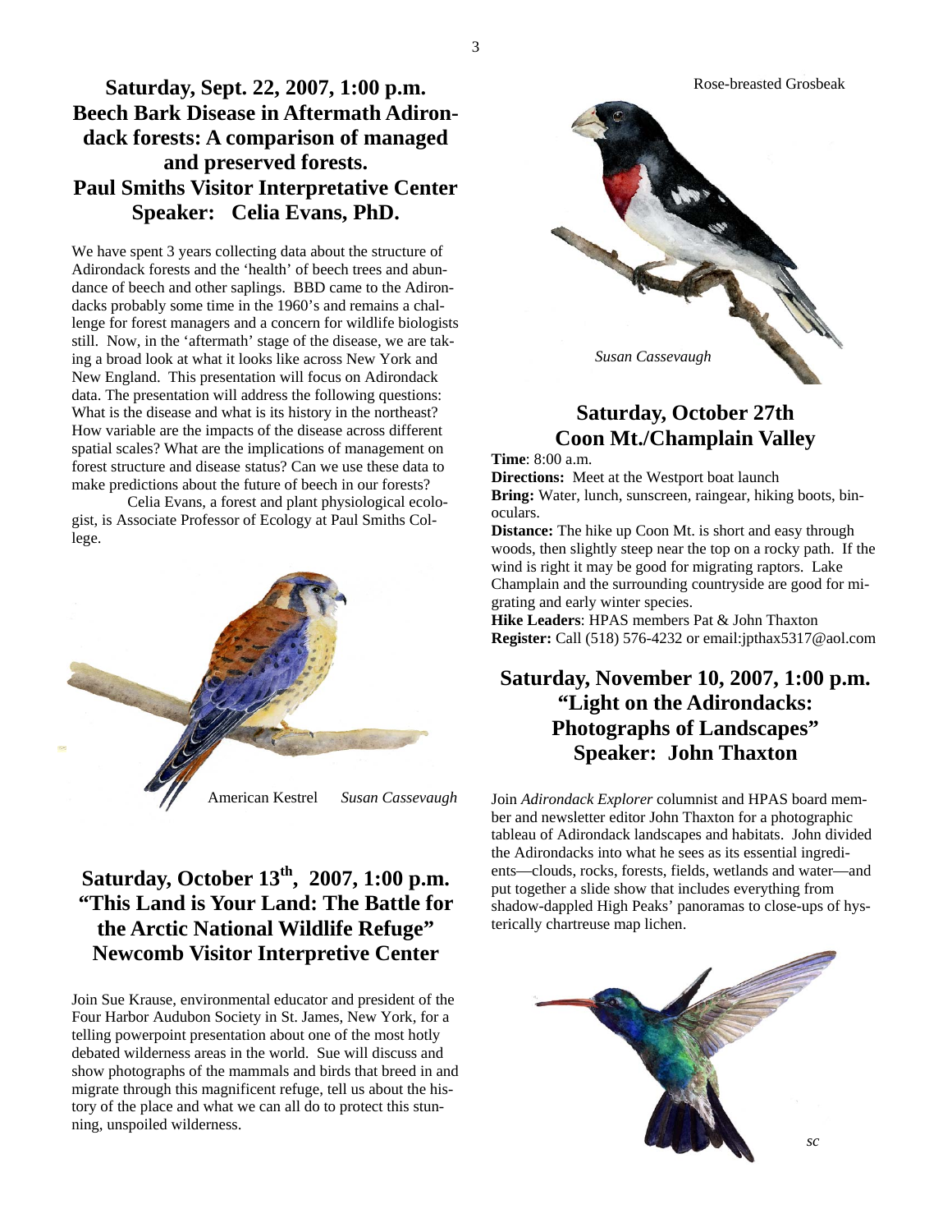## Saturday, Sept. 22, 2007, 1:00 p.m.
## Beech Bark Disease in Aftermath Adirondack forests: A comparison of managed and preserved forests.
## Paul Smiths Visitor Interpretative Center
## Speaker: Celia Evans, PhD.

We have spent 3 years collecting data about the structure of Adirondack forests and the 'health' of beech trees and abundance of beech and other saplings. BBD came to the Adirondacks probably some time in the 1960's and remains a challenge for forest managers and a concern for wildlife biologists still. Now, in the 'aftermath' stage of the disease, we are taking a broad look at what it looks like across New York and New England. This presentation will focus on Adirondack data. The presentation will address the following questions: What is the disease and what is its history in the northeast? How variable are the impacts of the disease across different spatial scales? What are the implications of management on forest structure and disease status? Can we use these data to make predictions about the future of beech in our forests?

Celia Evans, a forest and plant physiological ecologist, is Associate Professor of Ecology at Paul Smiths College.

American Kestrel *Susan Cassevaugh*

## Saturday, October 13th, 2007, 1:00 p.m.
## "This Land is Your Land: The Battle for the Arctic National Wildlife Refuge"
## Newcomb Visitor Interpretive Center

Join Sue Krause, environmental educator and president of the Four Harbor Audubon Society in St. James, New York, for a telling powerpoint presentation about one of the most hotly debated wilderness areas in the world. Sue will discuss and show photographs of the mammals and birds that breed in and migrate through this magnificent refuge, tell us about the history of the place and what we can all do to protect this stunning, unspoiled wilderness.

Rose-breasted Grosbeak

*Susan Cassevaugh*

## Saturday, October 27th
## Coon Mt./Champlain Valley

**Time**: 8:00 a.m.
**Directions:** Meet at the Westport boat launch
**Bring:** Water, lunch, sunscreen, raingear, hiking boots, binoculars.
**Distance:** The hike up Coon Mt. is short and easy through woods, then slightly steep near the top on a rocky path. If the wind is right it may be good for migrating raptors. Lake Champlain and the surrounding countryside are good for migrating and early winter species.
**Hike Leaders**: HPAS members Pat & John Thaxton
**Register:** Call (518) 576-4232 or email:jpthax5317@aol.com

## Saturday, November 10, 2007, 1:00 p.m.
## "Light on the Adirondacks: Photographs of Landscapes"
## Speaker: John Thaxton

Join *Adirondack Explorer* columnist and HPAS board member and newsletter editor John Thaxton for a photographic tableau of Adirondack landscapes and habitats. John divided the Adirondacks into what he sees as its essential ingredients—clouds, rocks, forests, fields, wetlands and water—and put together a slide show that includes everything from shadow-dappled High Peaks' panoramas to close-ups of hysterically chartreuse map lichen.

*sc*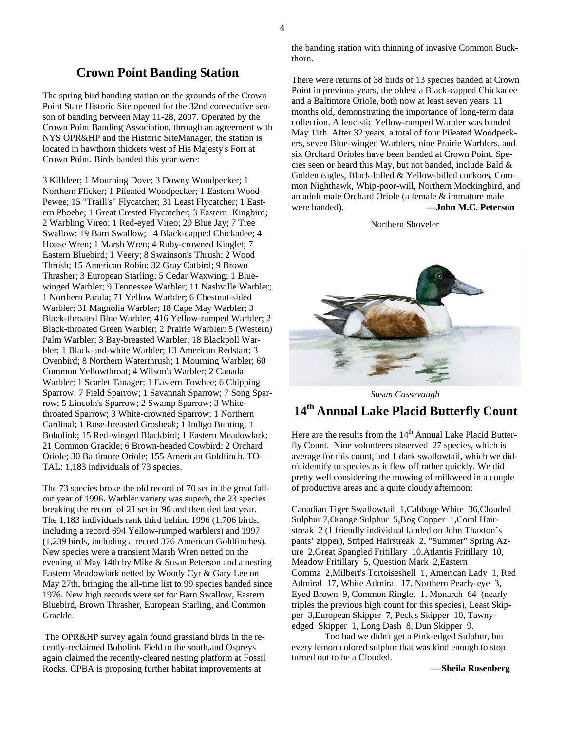## Crown Point Banding Station

The spring bird banding station on the grounds of the Crown Point State Historic Site opened for the 32nd consecutive season of banding between May 11-28, 2007. Operated by the Crown Point Banding Association, through an agreement with NYS OPR&HP and the Historic SiteManager, the station is located in hawthorn thickets west of His Majesty's Fort at Crown Point. Birds banded this year were:

3 Killdeer; 1 Mourning Dove; 3 Downy Woodpecker; 1 Northern Flicker; 1 Pileated Woodpecker; 1 Eastern Wood-Pewee; 15 "Traill's" Flycatcher; 31 Least Flycatcher; 1 Eastern Phoebe; 1 Great Crested Flycatcher; 3 Eastern Kingbird; 2 Warbling Vireo; 1 Red-eyed Vireo; 29 Blue Jay; 7 Tree Swallow; 19 Barn Swallow; 14 Black-capped Chickadee; 4 House Wren; 1 Marsh Wren; 4 Ruby-crowned Kinglet; 7 Eastern Bluebird; 1 Veery; 8 Swainson's Thrush; 2 Wood Thrush; 15 American Robin; 32 Gray Catbird; 9 Brown Thrasher; 3 European Starling; 5 Cedar Waxwing; 1 Blue-winged Warbler; 9 Tennessee Warbler; 11 Nashville Warbler; 1 Northern Parula; 71 Yellow Warbler; 6 Chestnut-sided Warbler; 31 Magnolia Warbler; 18 Cape May Warbler; 3 Black-throated Blue Warbler; 416 Yellow-rumped Warbler; 2 Black-throated Green Warbler; 2 Prairie Warbler; 5 (Western) Palm Warbler; 3 Bay-breasted Warbler; 18 Blackpoll Warbler; 1 Black-and-white Warbler; 13 American Redstart; 3 Ovenbird; 8 Northern Waterthrush; 1 Mourning Warbler; 60 Common Yellowthroat; 4 Wilson's Warbler; 2 Canada Warbler; 1 Scarlet Tanager; 1 Eastern Towhee; 6 Chipping Sparrow; 7 Field Sparrow; 1 Savannah Sparrow; 7 Song Sparrow; 5 Lincoln's Sparrow; 2 Swamp Sparrow; 3 White-throated Sparrow; 3 White-crowned Sparrow; 1 Northern Cardinal; 1 Rose-breasted Grosbeak; 1 Indigo Bunting; 1 Bobolink; 15 Red-winged Blackbird; 1 Eastern Meadowlark; 21 Common Grackle; 6 Brown-headed Cowbird; 2 Orchard Oriole; 30 Baltimore Oriole; 155 American Goldfinch. TOTAL: 1,183 individuals of 73 species.

The 73 species broke the old record of 70 set in the great fallout year of 1996. Warbler variety was superb, the 23 species breaking the record of 21 set in '96 and then tied last year. The 1,183 individuals rank third behind 1996 (1,706 birds, including a record 694 Yellow-rumped warblers) and 1997 (1,239 birds, including a record 376 American Goldfinches). New species were a transient Marsh Wren netted on the evening of May 14th by Mike & Susan Peterson and a nesting Eastern Meadowlark netted by Woody Cyr & Gary Lee on May 27th, bringing the all-time list to 99 species banded since 1976. New high records were set for Barn Swallow, Eastern Bluebird, Brown Thrasher, European Starling, and Common Grackle.

The OPR&HP survey again found grassland birds in the recently-reclaimed Bobolink Field to the south,and Ospreys again claimed the recently-cleared nesting platform at Fossil Rocks. CPBA is proposing further habitat improvements at the banding station with thinning of invasive Common Buckthorn.

There were returns of 38 birds of 13 species banded at Crown Point in previous years, the oldest a Black-capped Chickadee and a Baltimore Oriole, both now at least seven years, 11 months old, demonstrating the importance of long-term data collection. A leucistic Yellow-rumped Warbler was banded May 11th. After 32 years, a total of four Pileated Woodpeckers, seven Blue-winged Warblers, nine Prairie Warblers, and six Orchard Orioles have been banded at Crown Point. Species seen or heard this May, but not banded, include Bald & Golden eagles, Black-billed & Yellow-billed cuckoos, Common Nighthawk, Whip-poor-will, Northern Mockingbird, and an adult male Orchard Oriole (a female & immature male were banded).

**—John M.C. Peterson**

Northern Shoveler

*Susan Cassevaugh*

## 14th Annual Lake Placid Butterfly Count

Here are the results from the 14th Annual Lake Placid Butterfly Count. Nine volunteers observed 27 species, which is average for this count, and 1 dark swallowtail, which we didn't identify to species as it flew off rather quickly. We did pretty well considering the mowing of milkweed in a couple of productive areas and a quite cloudy afternoon:

Canadian Tiger Swallowtail 1,Cabbage White 36,Clouded Sulphur 7,Orange Sulphur 5,Bog Copper 1,Coral Hairstreak 2 (1 friendly individual landed on John Thaxton's pants' zipper), Striped Hairstreak 2, "Summer" Spring Azure 2,Great Spangled Fritillary 10,Atlantis Fritillary 10, Meadow Fritillary 5, Question Mark 2,Eastern Comma 2,Milbert's Tortoiseshell 1, American Lady 1, Red Admiral 17, White Admiral 17, Northern Pearly-eye 3, Eyed Brown 9, Common Ringlet 1, Monarch 64 (nearly triples the previous high count for this species), Least Skipper 3,European Skipper 7, Peck's Skipper 10, Tawny-edged Skipper 1, Long Dash 8, Dun Skipper 9.

Too bad we didn't get a Pink-edged Sulphur, but every lemon colored sulphur that was kind enough to stop turned out to be a Clouded.

**—Sheila Rosenberg**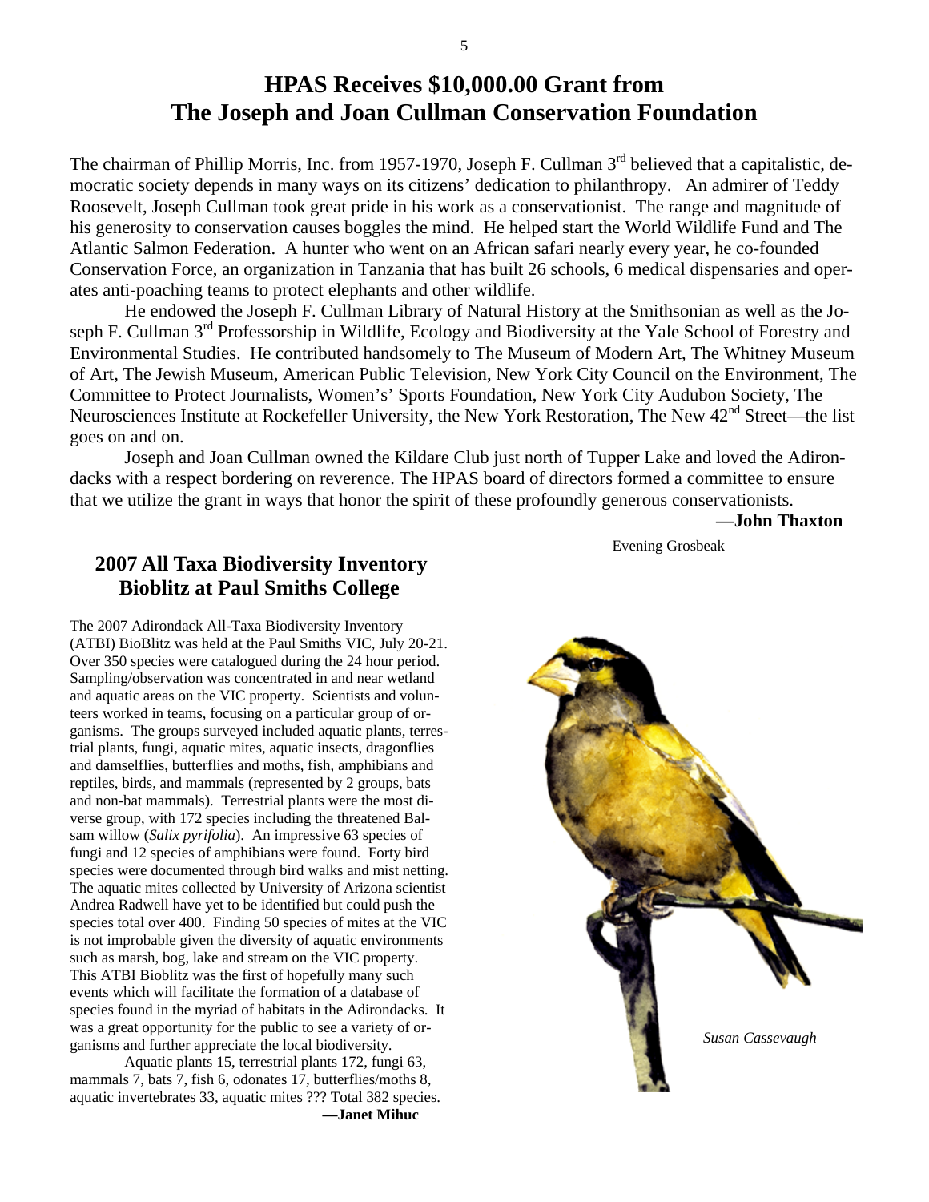# HPAS Receives $10,000.00 Grant from The Joseph and Joan Cullman Conservation Foundation

The chairman of Phillip Morris, Inc. from 1957-1970, Joseph F. Cullman 3rd believed that a capitalistic, democratic society depends in many ways on its citizens' dedication to philanthropy. An admirer of Teddy Roosevelt, Joseph Cullman took great pride in his work as a conservationist. The range and magnitude of his generosity to conservation causes boggles the mind. He helped start the World Wildlife Fund and The Atlantic Salmon Federation. A hunter who went on an African safari nearly every year, he co-founded Conservation Force, an organization in Tanzania that has built 26 schools, 6 medical dispensaries and operates anti-poaching teams to protect elephants and other wildlife.

He endowed the Joseph F. Cullman Library of Natural History at the Smithsonian as well as the Joseph F. Cullman 3rd Professorship in Wildlife, Ecology and Biodiversity at the Yale School of Forestry and Environmental Studies. He contributed handsomely to The Museum of Modern Art, The Whitney Museum of Art, The Jewish Museum, American Public Television, New York City Council on the Environment, The Committee to Protect Journalists, Women's' Sports Foundation, New York City Audubon Society, The Neurosciences Institute at Rockefeller University, the New York Restoration, The New 42nd Street—the list goes on and on.

Joseph and Joan Cullman owned the Kildare Club just north of Tupper Lake and loved the Adirondacks with a respect bordering on reverence. The HPAS board of directors formed a committee to ensure that we utilize the grant in ways that honor the spirit of these profoundly generous conservationists.

**—John Thaxton**

## 2007 All Taxa Biodiversity Inventory Bioblitz at Paul Smiths College

The 2007 Adirondack All-Taxa Biodiversity Inventory (ATBI) BioBlitz was held at the Paul Smiths VIC, July 20-21. Over 350 species were catalogued during the 24 hour period. Sampling/observation was concentrated in and near wetland and aquatic areas on the VIC property. Scientists and volunteers worked in teams, focusing on a particular group of organisms. The groups surveyed included aquatic plants, terrestrial plants, fungi, aquatic mites, aquatic insects, dragonflies and damselflies, butterflies and moths, fish, amphibians and reptiles, birds, and mammals (represented by 2 groups, bats and non-bat mammals). Terrestrial plants were the most diverse group, with 172 species including the threatened Balsam willow (*Salix pyrifolia*). An impressive 63 species of fungi and 12 species of amphibians were found. Forty bird species were documented through bird walks and mist netting. The aquatic mites collected by University of Arizona scientist Andrea Radwell have yet to be identified but could push the species total over 400. Finding 50 species of mites at the VIC is not improbable given the diversity of aquatic environments such as marsh, bog, lake and stream on the VIC property. This ATBI Bioblitz was the first of hopefully many such events which will facilitate the formation of a database of species found in the myriad of habitats in the Adirondacks. It was a great opportunity for the public to see a variety of organisms and further appreciate the local biodiversity.

Aquatic plants 15, terrestrial plants 172, fungi 63, mammals 7, bats 7, fish 6, odonates 17, butterflies/moths 8, aquatic invertebrates 33, aquatic mites ??? Total 382 species.

**—Janet Mihuc**

Evening Grosbeak

*Susan Cassevaugh*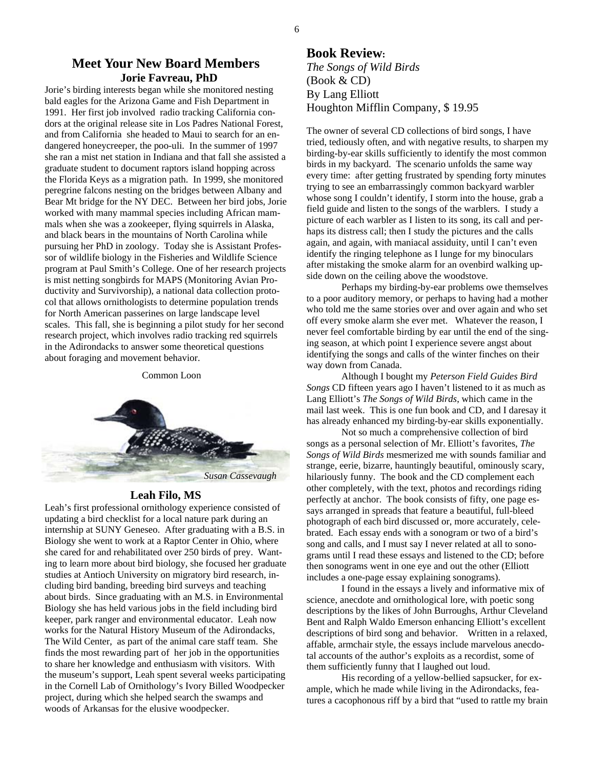## Meet Your New Board Members

### Jorie Favreau, PhD

Jorie's birding interests began while she monitored nesting bald eagles for the Arizona Game and Fish Department in 1991. Her first job involved radio tracking California condors at the original release site in Los Padres National Forest, and from California she headed to Maui to search for an endangered honeycreeper, the poo-uli. In the summer of 1997 she ran a mist net station in Indiana and that fall she assisted a graduate student to document raptors island hopping across the Florida Keys as a migration path. In 1999, she monitored peregrine falcons nesting on the bridges between Albany and Bear Mt bridge for the NY DEC. Between her bird jobs, Jorie worked with many mammal species including African mammals when she was a zookeeper, flying squirrels in Alaska, and black bears in the mountains of North Carolina while pursuing her PhD in zoology. Today she is Assistant Professor of wildlife biology in the Fisheries and Wildlife Science program at Paul Smith's College. One of her research projects is mist netting songbirds for MAPS (Monitoring Avian Productivity and Survivorship), a national data collection protocol that allows ornithologists to determine population trends for North American passerines on large landscape level scales. This fall, she is beginning a pilot study for her second research project, which involves radio tracking red squirrels in the Adirondacks to answer some theoretical questions about foraging and movement behavior.

Common Loon

*Susan Cassevaugh*

### Leah Filo, MS

Leah's first professional ornithology experience consisted of updating a bird checklist for a local nature park during an internship at SUNY Geneseo. After graduating with a B.S. in Biology she went to work at a Raptor Center in Ohio, where she cared for and rehabilitated over 250 birds of prey. Wanting to learn more about bird biology, she focused her graduate studies at Antioch University on migratory bird research, including bird banding, breeding bird surveys and teaching about birds. Since graduating with an M.S. in Environmental Biology she has held various jobs in the field including bird keeper, park ranger and environmental educator. Leah now works for the Natural History Museum of the Adirondacks, The Wild Center, as part of the animal care staff team. She finds the most rewarding part of her job in the opportunities to share her knowledge and enthusiasm with visitors. With the museum's support, Leah spent several weeks participating in the Cornell Lab of Ornithology's Ivory Billed Woodpecker project, during which she helped search the swamps and woods of Arkansas for the elusive woodpecker.

## Book Review:

*The Songs of Wild Birds*
(Book & CD)
By Lang Elliott
Houghton Mifflin Company, $ 19.95

The owner of several CD collections of bird songs, I have tried, tediously often, and with negative results, to sharpen my birding-by-ear skills sufficiently to identify the most common birds in my backyard. The scenario unfolds the same way every time: after getting frustrated by spending forty minutes trying to see an embarrassingly common backyard warbler whose song I couldn't identify, I storm into the house, grab a field guide and listen to the songs of the warblers. I study a picture of each warbler as I listen to its song, its call and perhaps its distress call; then I study the pictures and the calls again, and again, with maniacal assiduity, until I can't even identify the ringing telephone as I lunge for my binoculars after mistaking the smoke alarm for an ovenbird walking upside down on the ceiling above the woodstove.

Perhaps my birding-by-ear problems owe themselves to a poor auditory memory, or perhaps to having had a mother who told me the same stories over and over again and who set off every smoke alarm she ever met. Whatever the reason, I never feel comfortable birding by ear until the end of the singing season, at which point I experience severe angst about identifying the songs and calls of the winter finches on their way down from Canada.

Although I bought my *Peterson Field Guides Bird Songs* CD fifteen years ago I haven't listened to it as much as Lang Elliott's *The Songs of Wild Birds*, which came in the mail last week. This is one fun book and CD, and I daresay it has already enhanced my birding-by-ear skills exponentially.

Not so much a comprehensive collection of bird songs as a personal selection of Mr. Elliott's favorites, *The Songs of Wild Birds* mesmerized me with sounds familiar and strange, eerie, bizarre, hauntingly beautiful, ominously scary, hilariously funny. The book and the CD complement each other completely, with the text, photos and recordings riding perfectly at anchor. The book consists of fifty, one page essays arranged in spreads that feature a beautiful, full-bleed photograph of each bird discussed or, more accurately, celebrated. Each essay ends with a sonogram or two of a bird's song and calls, and I must say I never related at all to sonograms until I read these essays and listened to the CD; before then sonograms went in one eye and out the other (Elliott includes a one-page essay explaining sonograms).

I found in the essays a lively and informative mix of science, anecdote and ornithological lore, with poetic song descriptions by the likes of John Burroughs, Arthur Cleveland Bent and Ralph Waldo Emerson enhancing Elliott's excellent descriptions of bird song and behavior. Written in a relaxed, affable, armchair style, the essays include marvelous anecdotal accounts of the author's exploits as a recordist, some of them sufficiently funny that I laughed out loud.

His recording of a yellow-bellied sapsucker, for example, which he made while living in the Adirondacks, features a cacophonous riff by a bird that "used to rattle my brain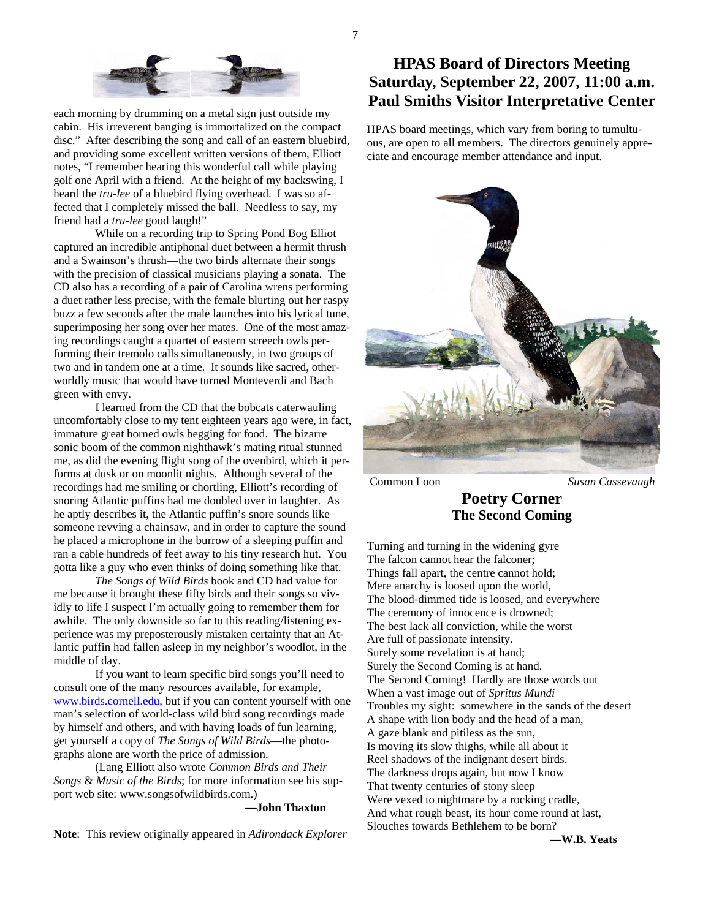each morning by drumming on a metal sign just outside my cabin. His irreverent banging is immortalized on the compact disc." After describing the song and call of an eastern bluebird, and providing some excellent written versions of them, Elliott notes, "I remember hearing this wonderful call while playing golf one April with a friend. At the height of my backswing, I heard the *tru-lee* of a bluebird flying overhead. I was so affected that I completely missed the ball. Needless to say, my friend had a *tru-lee* good laugh!"

While on a recording trip to Spring Pond Bog Elliot captured an incredible antiphonal duet between a hermit thrush and a Swainson's thrush—the two birds alternate their songs with the precision of classical musicians playing a sonata. The CD also has a recording of a pair of Carolina wrens performing a duet rather less precise, with the female blurting out her raspy buzz a few seconds after the male launches into his lyrical tune, superimposing her song over her mates. One of the most amazing recordings caught a quartet of eastern screech owls performing their tremolo calls simultaneously, in two groups of two and in tandem one at a time. It sounds like sacred, otherworldly music that would have turned Monteverdi and Bach green with envy.

I learned from the CD that the bobcats caterwauling uncomfortably close to my tent eighteen years ago were, in fact, immature great horned owls begging for food. The bizarre sonic boom of the common nighthawk's mating ritual stunned me, as did the evening flight song of the ovenbird, which it performs at dusk or on moonlit nights. Although several of the recordings had me smiling or chortling, Elliott's recording of snoring Atlantic puffins had me doubled over in laughter. As he aptly describes it, the Atlantic puffin's snore sounds like someone revving a chainsaw, and in order to capture the sound he placed a microphone in the burrow of a sleeping puffin and ran a cable hundreds of feet away to his tiny research hut. You gotta like a guy who even thinks of doing something like that.

*The Songs of Wild Birds* book and CD had value for me because it brought these fifty birds and their songs so vividly to life I suspect I'm actually going to remember them for awhile. The only downside so far to this reading/listening experience was my preposterously mistaken certainty that an Atlantic puffin had fallen asleep in my neighbor's woodlot, in the middle of day.

If you want to learn specific bird songs you'll need to consult one of the many resources available, for example, www.birds.cornell.edu, but if you can content yourself with one man's selection of world-class wild bird song recordings made by himself and others, and with having loads of fun learning, get yourself a copy of *The Songs of Wild Birds*—the photographs alone are worth the price of admission.

(Lang Elliott wrote *Common Birds and Their Songs* & *Music of the Birds*; for more information see his support web site: www.songsofwildbirds.com.)

**—John Thaxton**

**Note**: This review originally appeared in *Adirondack Explorer*

## HPAS Board of Directors Meeting
## Saturday, September 22, 2007, 11:00 a.m.
## Paul Smiths Visitor Interpretative Center

HPAS board meetings, which vary from boring to tumultuous, are open to all members. The directors genuinely appreciate and encourage member attendance and input.

Common Loon *Susan Cassevaugh*

## Poetry Corner
### The Second Coming

Turning and turning in the widening gyre
The falcon cannot hear the falconer;
Things fall apart, the centre cannot hold;
Mere anarchy is loosed upon the world,
The blood-dimmed tide is loosed, and everywhere
The ceremony of innocence is drowned;
The best lack all conviction, while the worst
Are full of passionate intensity.
Surely some revelation is at hand;
Surely the Second Coming is at hand.
The Second Coming! Hardly are those words out
When a vast image out of *Spritus Mundi*
Troubles my sight: somewhere in the sands of the desert
A shape with lion body and the head of a man,
A gaze blank and pitiless as the sun,
Is moving its slow thighs, while all about it
Reel shadows of the indignant desert birds.
The darkness drops again, but now I know
That twenty centuries of stony sleep
Were vexed to nightmare by a rocking cradle,
And what rough beast, its hour come round at last,
Slouches towards Bethlehem to be born?

**—W.B. Yeats**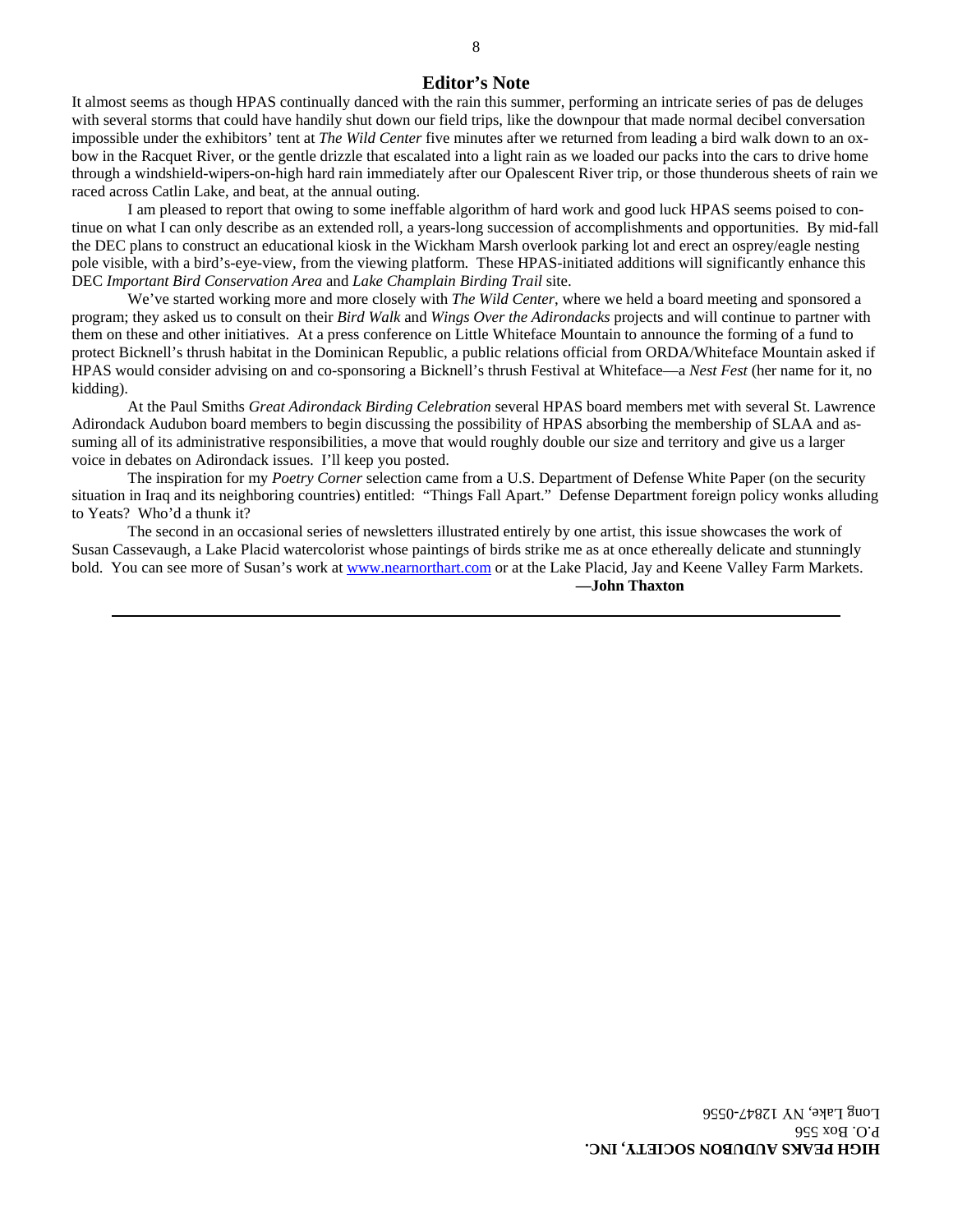## Editor's Note

It almost seems as though HPAS continually danced with the rain this summer, performing an intricate series of pas de deluges with several storms that could have handily shut down our field trips, like the downpour that made normal decibel conversation impossible under the exhibitors' tent at *The Wild Center* five minutes after we returned from leading a bird walk down to an ox-bow in the Racquet River, or the gentle drizzle that escalated into a light rain as we loaded our packs into the cars to drive home through a windshield-wipers-on-high hard rain immediately after our Opalescent River trip, or those thunderous sheets of rain we raced across Catlin Lake, and beat, at the annual outing.

I am pleased to report that owing to some ineffable algorithm of hard work and good luck HPAS seems poised to continue on what I can only describe as an extended roll, a years-long succession of accomplishments and opportunities. By mid-fall the DEC plans to construct an educational kiosk in the Wickham Marsh overlook parking lot and erect an osprey/eagle nesting pole visible, with a bird's-eye-view, from the viewing platform. These HPAS-initiated additions will significantly enhance this DEC *Important Bird Conservation Area* and *Lake Champlain Birding Trail* site.

We've started working more and more closely with *The Wild Center*, where we held a board meeting and sponsored a program; they asked us to consult on their *Bird Walk* and *Wings Over the Adirondacks* projects and will continue to partner with them on these and other initiatives. At a press conference on Little Whiteface Mountain to announce the forming of a fund to protect Bicknell's thrush habitat in the Dominican Republic, a public relations official from ORDA/Whiteface Mountain asked if HPAS would consider advising on and co-sponsoring a Bicknell's thrush Festival at Whiteface—a *Nest Fest* (her name for it, no kidding).

At the Paul Smiths *Great Adirondack Birding Celebration* several HPAS board members met with several St. Lawrence Adirondack Audubon board members to begin discussing the possibility of HPAS absorbing the membership of SLAA and assuming all of its administrative responsibilities, a move that would roughly double our size and territory and give us a larger voice in debates on Adirondack issues. I'll keep you posted.

The inspiration for my *Poetry Corner* selection came from a U.S. Department of Defense White Paper (on the security situation in Iraq and its neighboring countries) entitled: "Things Fall Apart." Defense Department foreign policy wonks alluding to Yeats? Who'd a thunk it?

The second in an occasional series of newsletters illustrated entirely by one artist, this issue showcases the work of Susan Cassevaugh, a Lake Placid watercolorist whose paintings of birds strike me as at once ethereally delicate and stunningly bold. You can see more of Susan's work at www.nearnorthart.com or at the Lake Placid, Jay and Keene Valley Farm Markets.

**—John Thaxton**

---

**HIGH PEAKS AUDUBON SOCIETY, INC.**
P.O. Box 556
Long Lake, NY 12847-0556